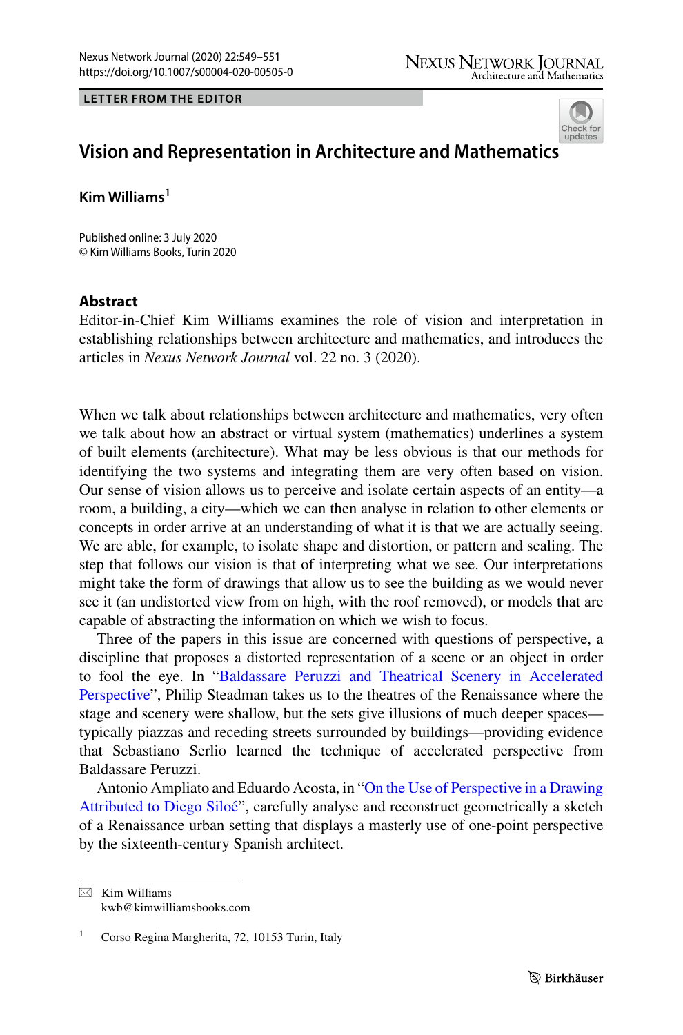LETTER FROM THE EDITOR

# Vision and Representation in Architecture and Mathematics

**Kim Williams**[1]

Published online: 3 July 2020
© Kim Williams Books, Turin 2020

## Abstract

Editor-in-Chief Kim Williams examines the role of vision and interpretation in establishing relationships between architecture and mathematics, and introduces the articles in *Nexus Network Journal* vol. 22 no. 3 (2020).

When we talk about relationships between architecture and mathematics, very often we talk about how an abstract or virtual system (mathematics) underlines a system of built elements (architecture). What may be less obvious is that our methods for identifying the two systems and integrating them are very often based on vision. Our sense of vision allows us to perceive and isolate certain aspects of an entity—a room, a building, a city—which we can then analyse in relation to other elements or concepts in order arrive at an understanding of what it is that we are actually seeing. We are able, for example, to isolate shape and distortion, or pattern and scaling. The step that follows our vision is that of interpreting what we see. Our interpretations might take the form of drawings that allow us to see the building as we would never see it (an undistorted view from on high, with the roof removed), or models that are capable of abstracting the information on which we wish to focus.

Three of the papers in this issue are concerned with questions of perspective, a discipline that proposes a distorted representation of a scene or an object in order to fool the eye. In "Baldassare Peruzzi and Theatrical Scenery in Accelerated Perspective", Philip Steadman takes us to the theatres of the Renaissance where the stage and scenery were shallow, but the sets give illusions of much deeper spaces—typically piazzas and receding streets surrounded by buildings—providing evidence that Sebastiano Serlio learned the technique of accelerated perspective from Baldassare Peruzzi.

Antonio Ampliato and Eduardo Acosta, in "On the Use of Perspective in a Drawing Attributed to Diego Siloé", carefully analyse and reconstruct geometrically a sketch of a Renaissance urban setting that displays a masterly use of one-point perspective by the sixteenth-century Spanish architect.

---

✉ Kim Williams
kwb@kimwilliamsbooks.com

[1] Corso Regina Margherita, 72, 10153 Turin, Italy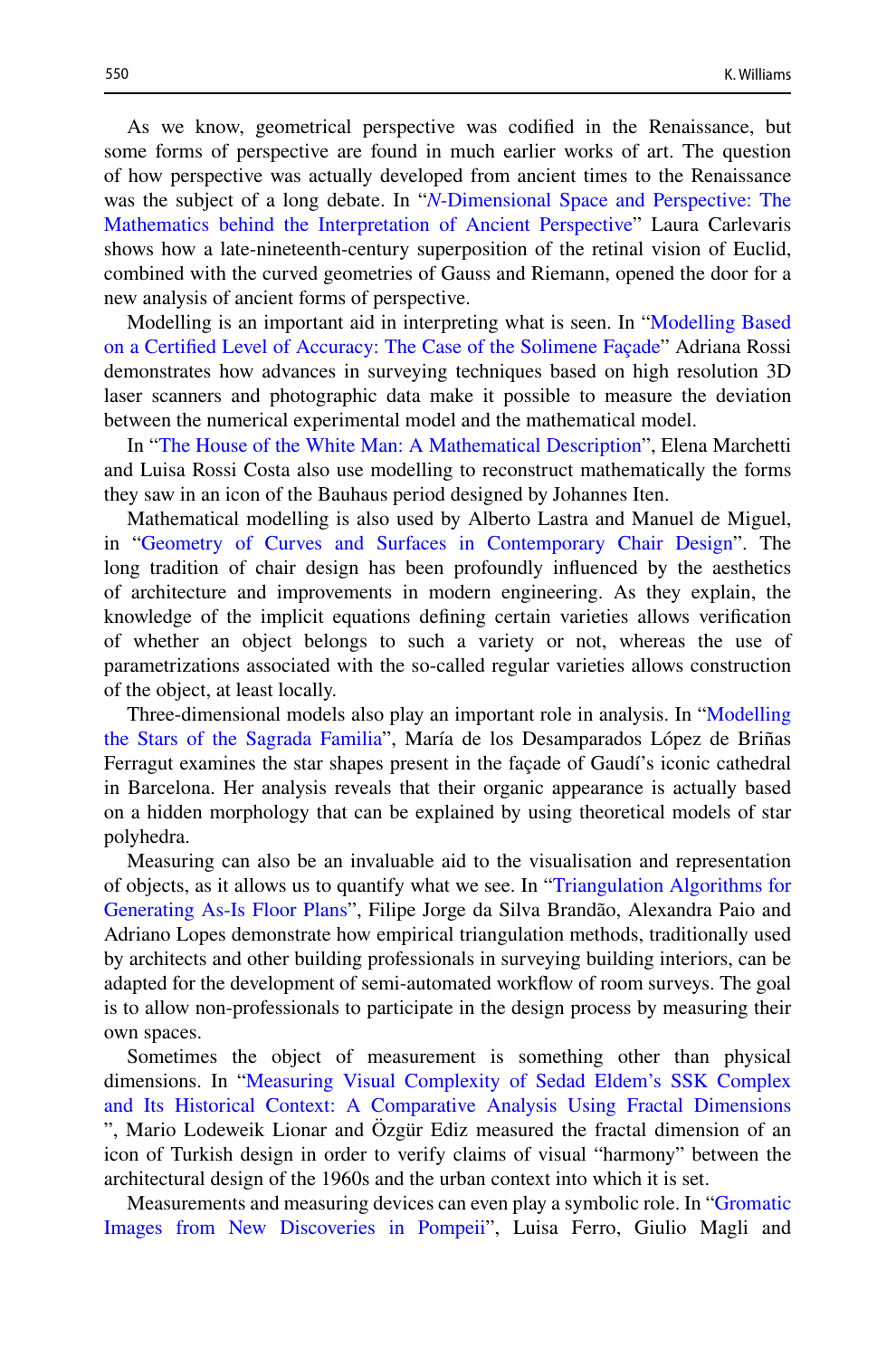As we know, geometrical perspective was codified in the Renaissance, but some forms of perspective are found in much earlier works of art. The question of how perspective was actually developed from ancient times to the Renaissance was the subject of a long debate. In "*N*-Dimensional Space and Perspective: The Mathematics behind the Interpretation of Ancient Perspective" Laura Carlevaris shows how a late-nineteenth-century superposition of the retinal vision of Euclid, combined with the curved geometries of Gauss and Riemann, opened the door for a new analysis of ancient forms of perspective.

Modelling is an important aid in interpreting what is seen. In "Modelling Based on a Certified Level of Accuracy: The Case of the Solimene Façade" Adriana Rossi demonstrates how advances in surveying techniques based on high resolution 3D laser scanners and photographic data make it possible to measure the deviation between the numerical experimental model and the mathematical model.

In "The House of the White Man: A Mathematical Description", Elena Marchetti and Luisa Rossi Costa also use modelling to reconstruct mathematically the forms they saw in an icon of the Bauhaus period designed by Johannes Iten.

Mathematical modelling is also used by Alberto Lastra and Manuel de Miguel, in "Geometry of Curves and Surfaces in Contemporary Chair Design". The long tradition of chair design has been profoundly influenced by the aesthetics of architecture and improvements in modern engineering. As they explain, the knowledge of the implicit equations defining certain varieties allows verification of whether an object belongs to such a variety or not, whereas the use of parametrizations associated with the so-called regular varieties allows construction of the object, at least locally.

Three-dimensional models also play an important role in analysis. In "Modelling the Stars of the Sagrada Familia", María de los Desamparados López de Briñas Ferragut examines the star shapes present in the façade of Gaudí's iconic cathedral in Barcelona. Her analysis reveals that their organic appearance is actually based on a hidden morphology that can be explained by using theoretical models of star polyhedra.

Measuring can also be an invaluable aid to the visualisation and representation of objects, as it allows us to quantify what we see. In "Triangulation Algorithms for Generating As-Is Floor Plans", Filipe Jorge da Silva Brandão, Alexandra Paio and Adriano Lopes demonstrate how empirical triangulation methods, traditionally used by architects and other building professionals in surveying building interiors, can be adapted for the development of semi-automated workflow of room surveys. The goal is to allow non-professionals to participate in the design process by measuring their own spaces.

Sometimes the object of measurement is something other than physical dimensions. In "Measuring Visual Complexity of Sedad Eldem's SSK Complex and Its Historical Context: A Comparative Analysis Using Fractal Dimensions", Mario Lodeweik Lionar and Özgür Ediz measured the fractal dimension of an icon of Turkish design in order to verify claims of visual "harmony" between the architectural design of the 1960s and the urban context into which it is set.

Measurements and measuring devices can even play a symbolic role. In "Gromatic Images from New Discoveries in Pompeii", Luisa Ferro, Giulio Magli and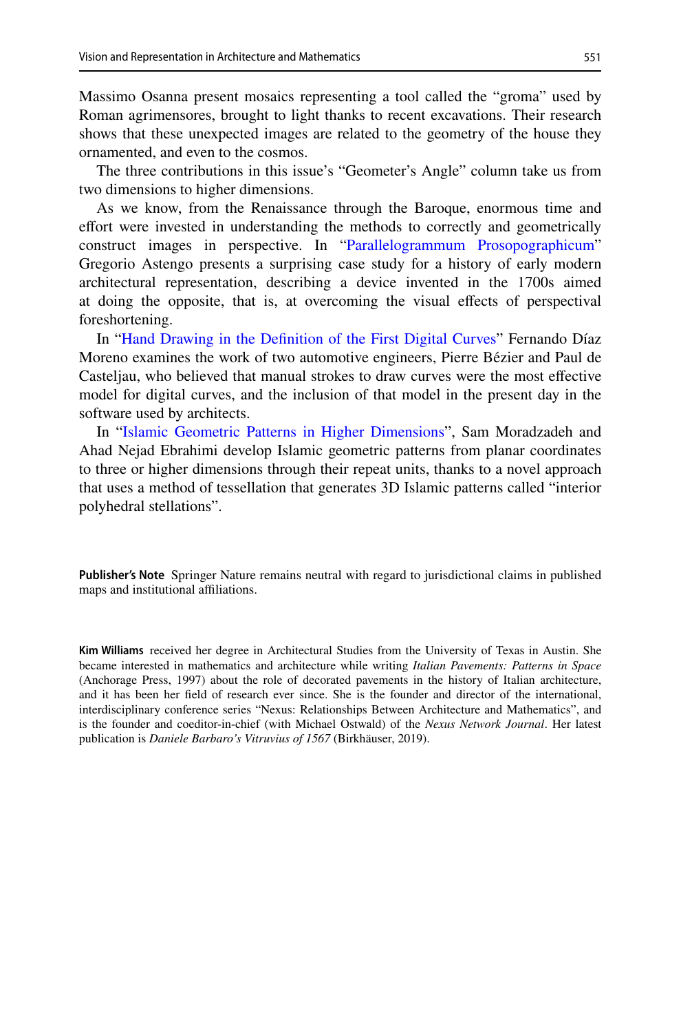Massimo Osanna present mosaics representing a tool called the "groma" used by Roman agrimensores, brought to light thanks to recent excavations. Their research shows that these unexpected images are related to the geometry of the house they ornamented, and even to the cosmos.

The three contributions in this issue's "Geometer's Angle" column take us from two dimensions to higher dimensions.

As we know, from the Renaissance through the Baroque, enormous time and effort were invested in understanding the methods to correctly and geometrically construct images in perspective. In "Parallelogrammum Prosopographicum" Gregorio Astengo presents a surprising case study for a history of early modern architectural representation, describing a device invented in the 1700s aimed at doing the opposite, that is, at overcoming the visual effects of perspectival foreshortening.

In "Hand Drawing in the Definition of the First Digital Curves" Fernando Díaz Moreno examines the work of two automotive engineers, Pierre Bézier and Paul de Casteljau, who believed that manual strokes to draw curves were the most effective model for digital curves, and the inclusion of that model in the present day in the software used by architects.

In "Islamic Geometric Patterns in Higher Dimensions", Sam Moradzadeh and Ahad Nejad Ebrahimi develop Islamic geometric patterns from planar coordinates to three or higher dimensions through their repeat units, thanks to a novel approach that uses a method of tessellation that generates 3D Islamic patterns called "interior polyhedral stellations".

**Publisher's Note** Springer Nature remains neutral with regard to jurisdictional claims in published maps and institutional affiliations.

**Kim Williams** received her degree in Architectural Studies from the University of Texas in Austin. She became interested in mathematics and architecture while writing *Italian Pavements: Patterns in Space* (Anchorage Press, 1997) about the role of decorated pavements in the history of Italian architecture, and it has been her field of research ever since. She is the founder and director of the international, interdisciplinary conference series "Nexus: Relationships Between Architecture and Mathematics", and is the founder and coeditor-in-chief (with Michael Ostwald) of the *Nexus Network Journal*. Her latest publication is *Daniele Barbaro's Vitruvius of 1567* (Birkhäuser, 2019).